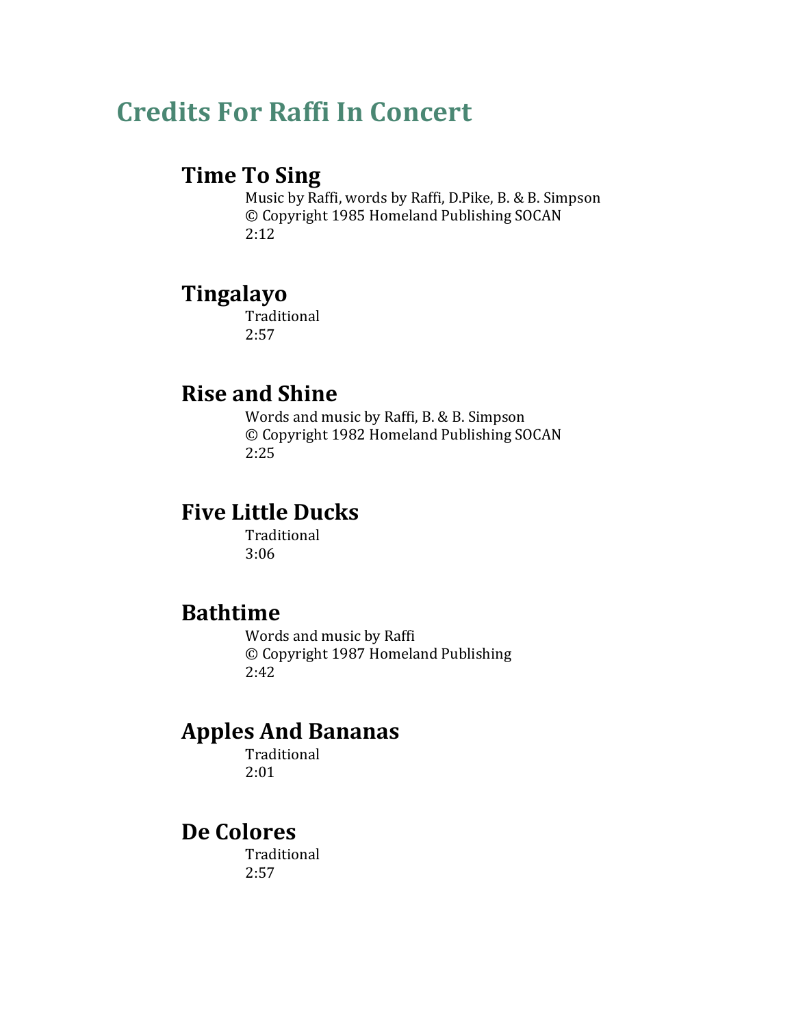# Credits For Raffi In Concert

## Time To Sing

Music by Raffi, words by Raffi, D.Pike, B. & B. Simpson
© Copyright 1985 Homeland Publishing SOCAN
2:12

## Tingalayo

Traditional
2:57

## Rise and Shine

Words and music by Raffi, B. & B. Simpson
© Copyright 1982 Homeland Publishing SOCAN
2:25

## Five Little Ducks

Traditional
3:06

## Bathtime

Words and music by Raffi
© Copyright 1987 Homeland Publishing
2:42

## Apples And Bananas

Traditional
2:01

## De Colores

Traditional
2:57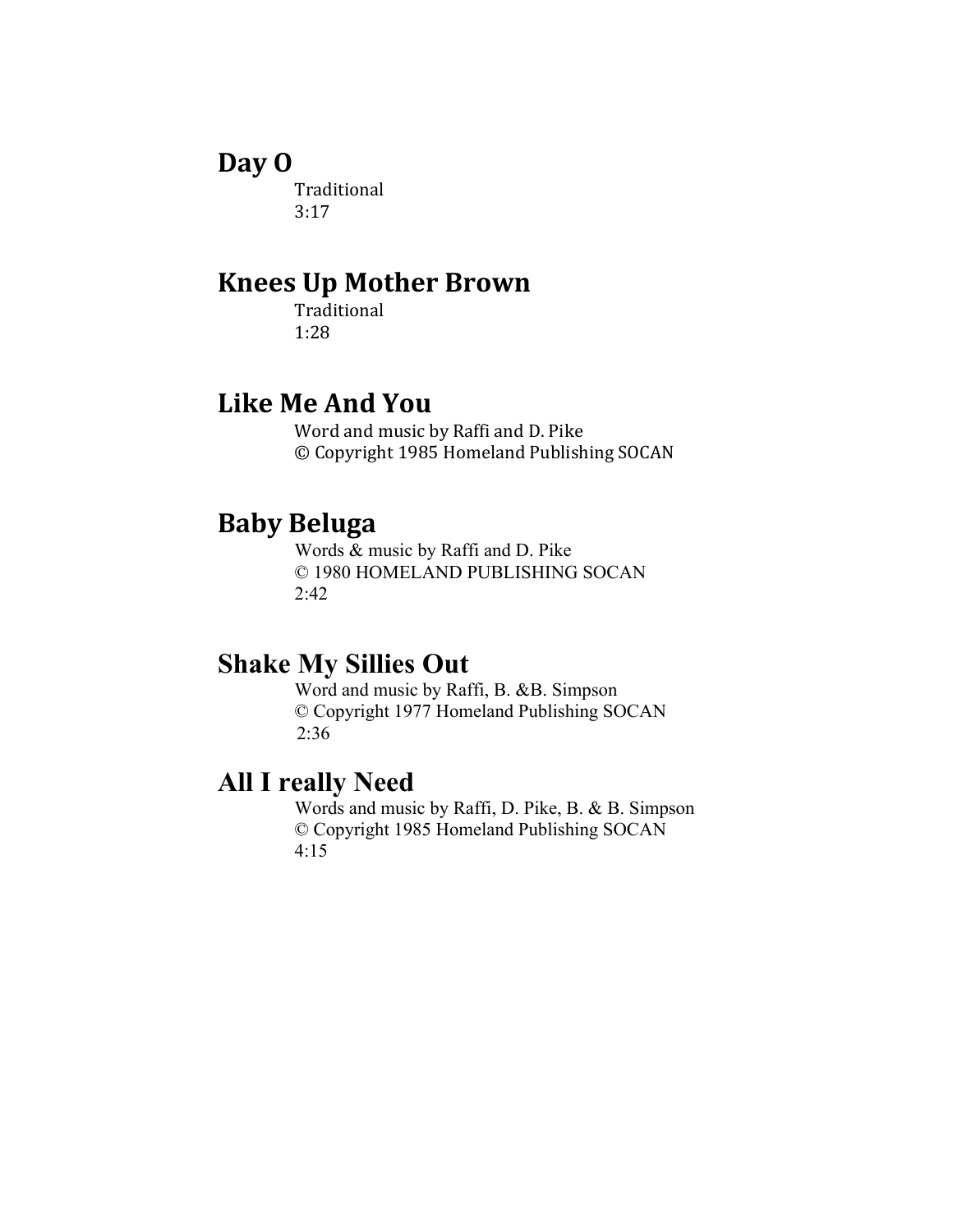## Day O

Traditional
3:17

## Knees Up Mother Brown

Traditional
1:28

## Like Me And You

Word and music by Raffi and D. Pike
© Copyright 1985 Homeland Publishing SOCAN

## Baby Beluga

Words & music by Raffi and D. Pike
© 1980 HOMELAND PUBLISHING SOCAN
2:42

## Shake My Sillies Out

Word and music by Raffi, B. &B. Simpson
© Copyright 1977 Homeland Publishing SOCAN
2:36

## All I really Need

Words and music by Raffi, D. Pike, B. & B. Simpson
© Copyright 1985 Homeland Publishing SOCAN
4:15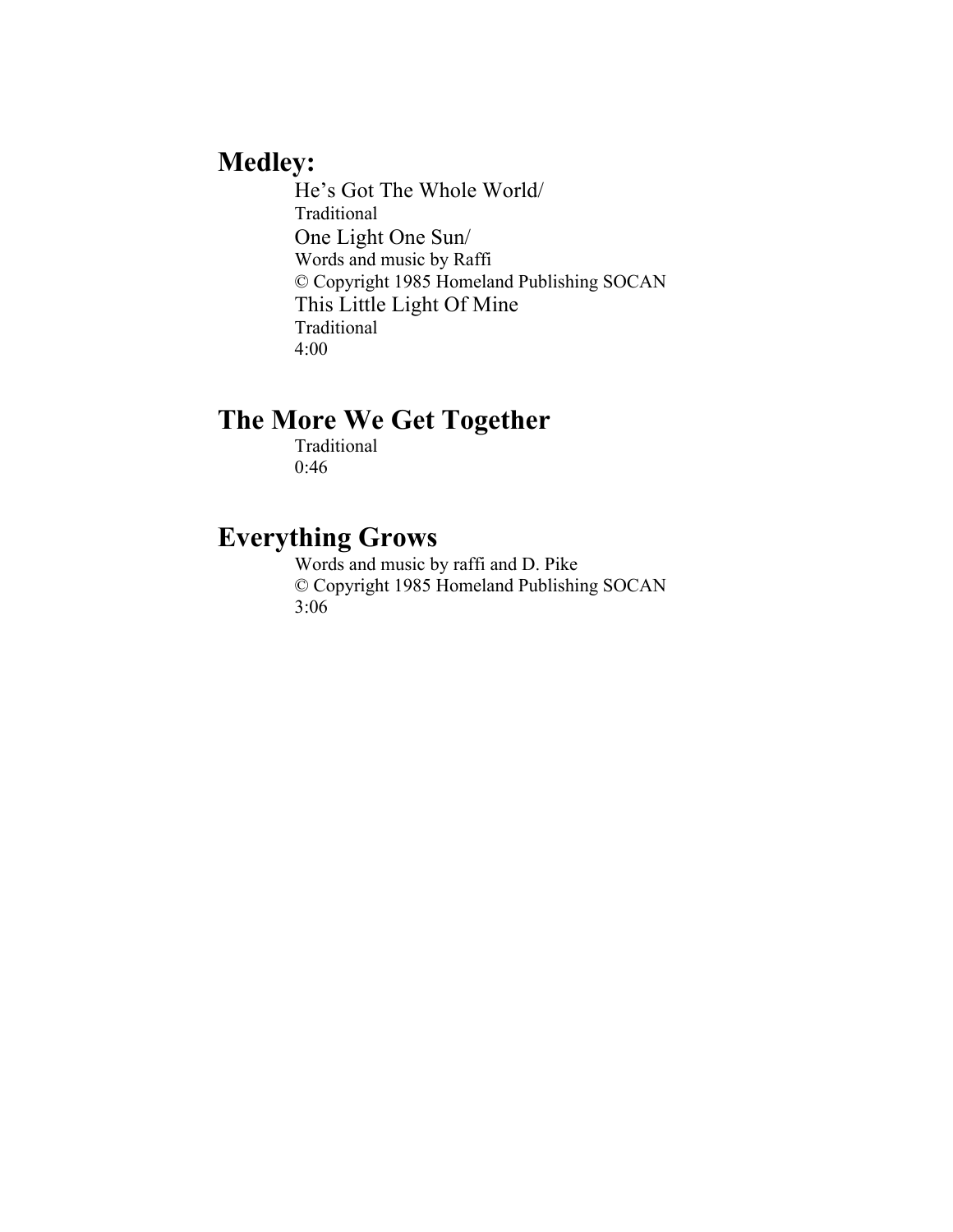## Medley:

He's Got The Whole World/
Traditional
One Light One Sun/
Words and music by Raffi
© Copyright 1985 Homeland Publishing SOCAN
This Little Light Of Mine
Traditional
4:00

## The More We Get Together

Traditional
0:46

## Everything Grows

Words and music by raffi and D. Pike
© Copyright 1985 Homeland Publishing SOCAN
3:06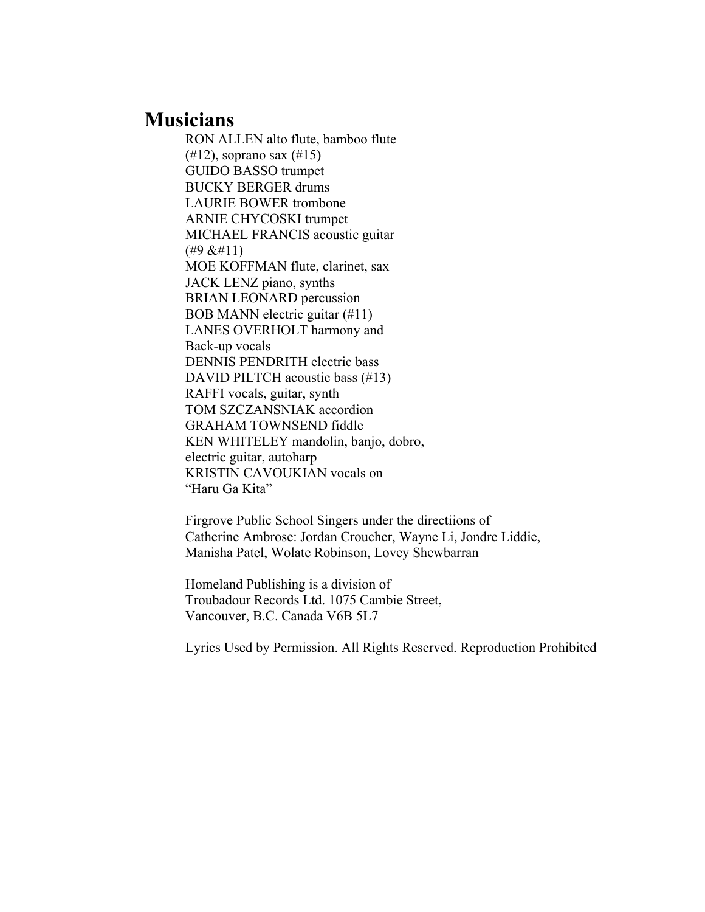# Musicians

RON ALLEN alto flute, bamboo flute (#12), soprano sax (#15)
GUIDO BASSO trumpet
BUCKY BERGER drums
LAURIE BOWER trombone
ARNIE CHYCOSKI trumpet
MICHAEL FRANCIS acoustic guitar (#9 &#11)
MOE KOFFMAN flute, clarinet, sax
JACK LENZ piano, synths
BRIAN LEONARD percussion
BOB MANN electric guitar (#11)
LANES OVERHOLT harmony and Back-up vocals
DENNIS PENDRITH electric bass
DAVID PILTCH acoustic bass (#13)
RAFFI vocals, guitar, synth
TOM SZCZANSNIAK accordion
GRAHAM TOWNSEND fiddle
KEN WHITELEY mandolin, banjo, dobro, electric guitar, autoharp
KRISTIN CAVOUKIAN vocals on "Haru Ga Kita"

Firgrove Public School Singers under the directiions of Catherine Ambrose: Jordan Croucher, Wayne Li, Jondre Liddie, Manisha Patel, Wolate Robinson, Lovey Shewbarran

Homeland Publishing is a division of Troubadour Records Ltd. 1075 Cambie Street, Vancouver, B.C. Canada V6B 5L7

Lyrics Used by Permission. All Rights Reserved. Reproduction Prohibited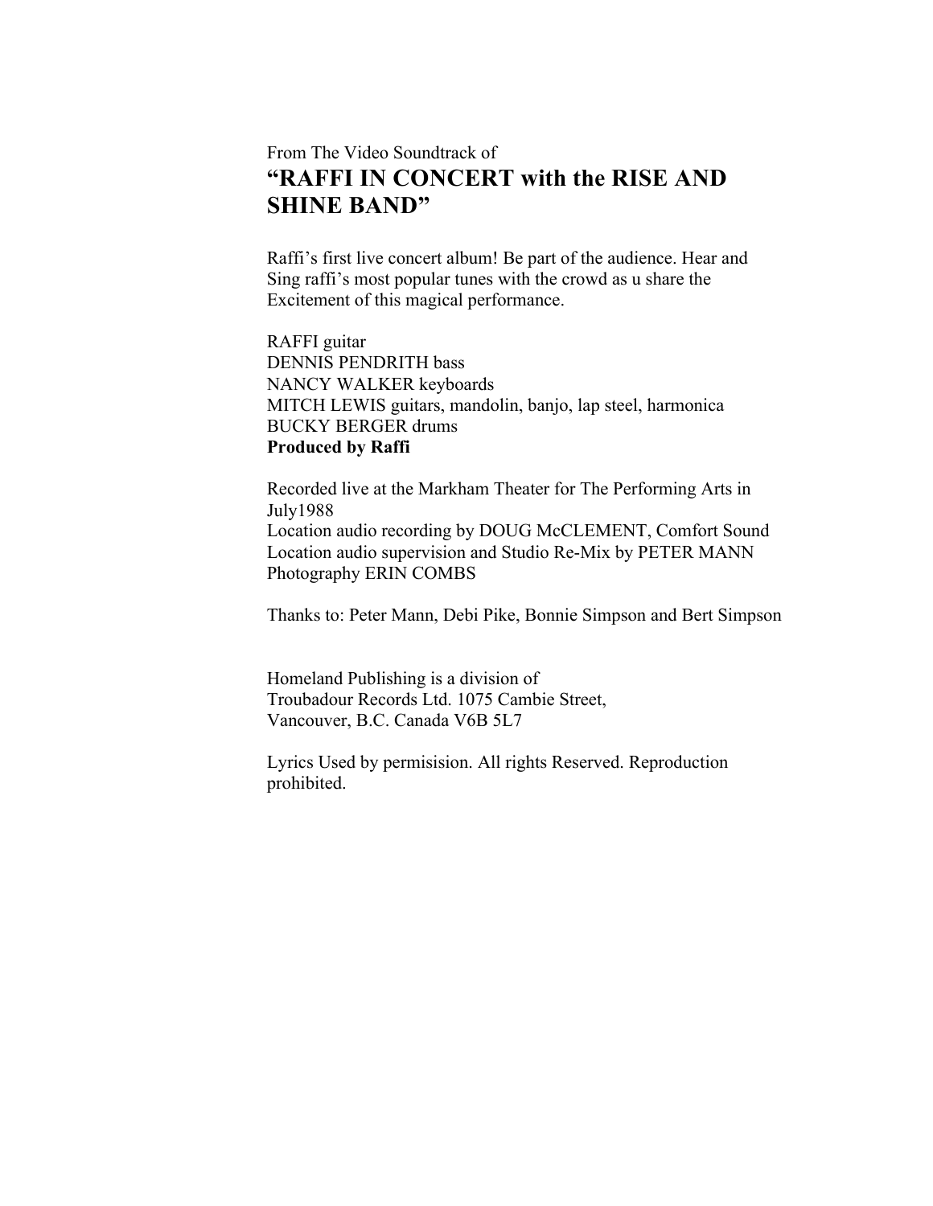From The Video Soundtrack of

# "RAFFI IN CONCERT with the RISE AND SHINE BAND"

Raffi's first live concert album! Be part of the audience. Hear and Sing raffi's most popular tunes with the crowd as u share the Excitement of this magical performance.

RAFFI guitar
DENNIS PENDRITH bass
NANCY WALKER keyboards
MITCH LEWIS guitars, mandolin, banjo, lap steel, harmonica
BUCKY BERGER drums
**Produced by Raffi**

Recorded live at the Markham Theater for The Performing Arts in July1988
Location audio recording by DOUG McCLEMENT, Comfort Sound
Location audio supervision and Studio Re-Mix by PETER MANN
Photography ERIN COMBS

Thanks to: Peter Mann, Debi Pike, Bonnie Simpson and Bert Simpson

Homeland Publishing is a division of
Troubadour Records Ltd. 1075 Cambie Street,
Vancouver, B.C. Canada V6B 5L7

Lyrics Used by permisision. All rights Reserved. Reproduction prohibited.